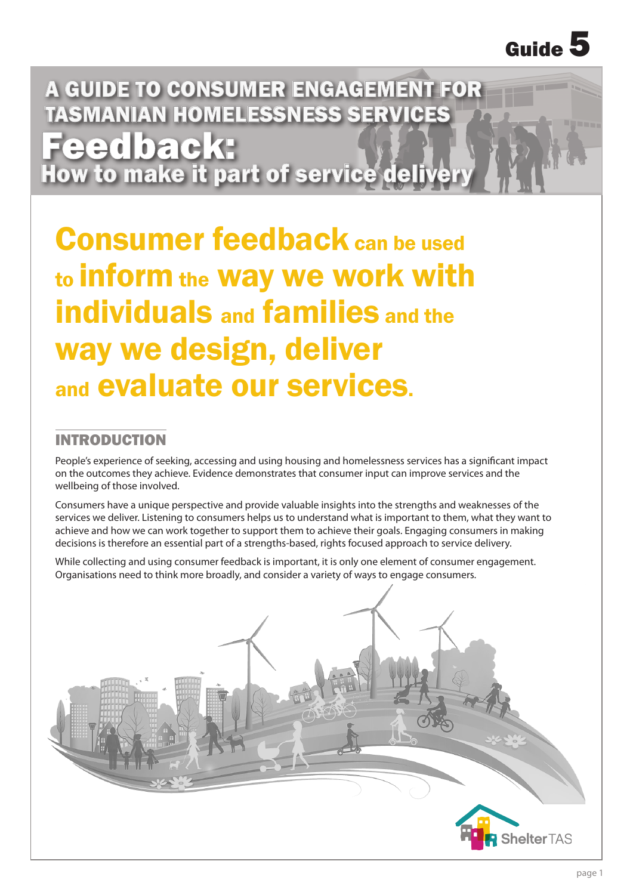Guide 5

# A GUIDE TO CONSUMER ENGAGEMENT FOR TASMANIAN HOMELESSNESS SERVICES

# Feedback: How to make it part of service delivery

**Consumer feedback can be used to inform the way we work with individuals and families and the way we design, deliver and evaluate our services.**

## INTRODUCTION

People's experience of seeking, accessing and using housing and homelessness services has a significant impact on the outcomes they achieve. Evidence demonstrates that consumer input can improve services and the wellbeing of those involved.

Consumers have a unique perspective and provide valuable insights into the strengths and weaknesses of the services we deliver. Listening to consumers helps us to understand what is important to them, what they want to achieve and how we can work together to support them to achieve their goals. Engaging consumers in making decisions is therefore an essential part of a strengths-based, rights focused approach to service delivery.

While collecting and using consumer feedback is important, it is only one element of consumer engagement. Organisations need to think more broadly, and consider a variety of ways to engage consumers.

Shelter TAS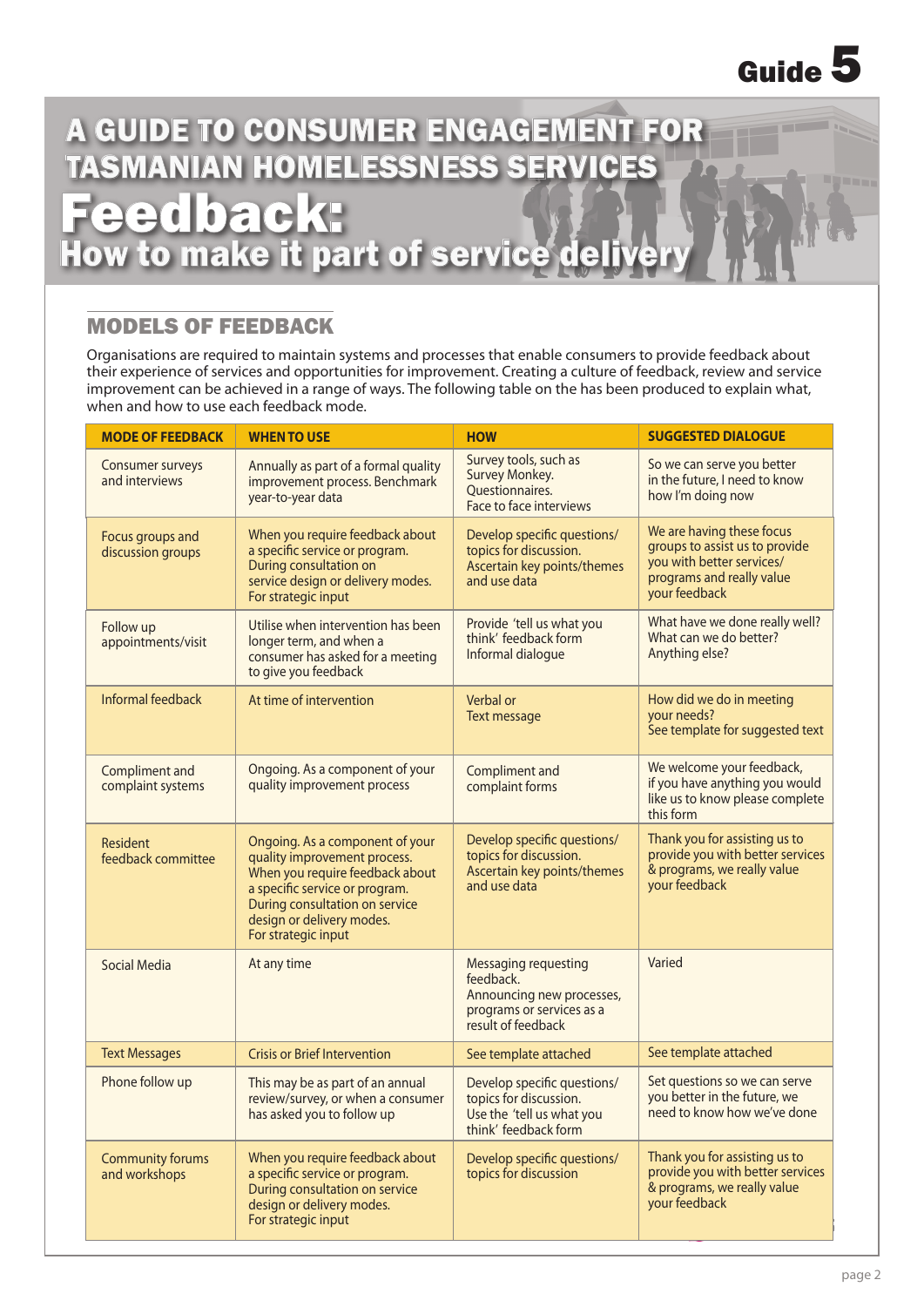Guide 5

# A GUIDE TO CONSUMER ENGAGEMENT FOR TASMANIAN HOMELESSNESS SERVICES

# Feedback: How to make it part of service delivery

## MODELS OF FEEDBACK

Organisations are required to maintain systems and processes that enable consumers to provide feedback about their experience of services and opportunities for improvement. Creating a culture of feedback, review and service improvement can be achieved in a range of ways. The following table on the has been produced to explain what, when and how to use each feedback mode.

| MODE OF FEEDBACK | WHEN TO USE | HOW | SUGGESTED DIALOGUE |
|---|---|---|---|
| Consumer surveys and interviews | Annually as part of a formal quality improvement process. Benchmark year-to-year data | Survey tools, such as Survey Monkey. Questionnaires. Face to face interviews | So we can serve you better in the future, I need to know how I'm doing now |
| Focus groups and discussion groups | When you require feedback about a specific service or program. During consultation on service design or delivery modes. For strategic input | Develop specific questions/ topics for discussion. Ascertain key points/themes and use data | We are having these focus groups to assist us to provide you with better services/ programs and really value your feedback |
| Follow up appointments/visit | Utilise when intervention has been longer term, and when a consumer has asked for a meeting to give you feedback | Provide 'tell us what you think' feedback form. Informal dialogue | What have we done really well? What can we do better? Anything else? |
| Informal feedback | At time of intervention | Verbal or Text message | How did we do in meeting your needs? See template for suggested text |
| Compliment and complaint systems | Ongoing. As a component of your quality improvement process | Compliment and complaint forms | We welcome your feedback, if you have anything you would like us to know please complete this form |
| Resident feedback committee | Ongoing. As a component of your quality improvement process. When you require feedback about a specific service or program. During consultation on service design or delivery modes. For strategic input | Develop specific questions/ topics for discussion. Ascertain key points/themes and use data | Thank you for assisting us to provide you with better services & programs, we really value your feedback |
| Social Media | At any time | Messaging requesting feedback. Announcing new processes, programs or services as a result of feedback | Varied |
| Text Messages | Crisis or Brief Intervention | See template attached | See template attached |
| Phone follow up | This may be as part of an annual review/survey, or when a consumer has asked you to follow up | Develop specific questions/ topics for discussion. Use the 'tell us what you think' feedback form | Set questions so we can serve you better in the future, we need to know how we've done |
| Community forums and workshops | When you require feedback about a specific service or program. During consultation on service design or delivery modes. For strategic input | Develop specific questions/ topics for discussion | Thank you for assisting us to provide you with better services & programs, we really value your feedback |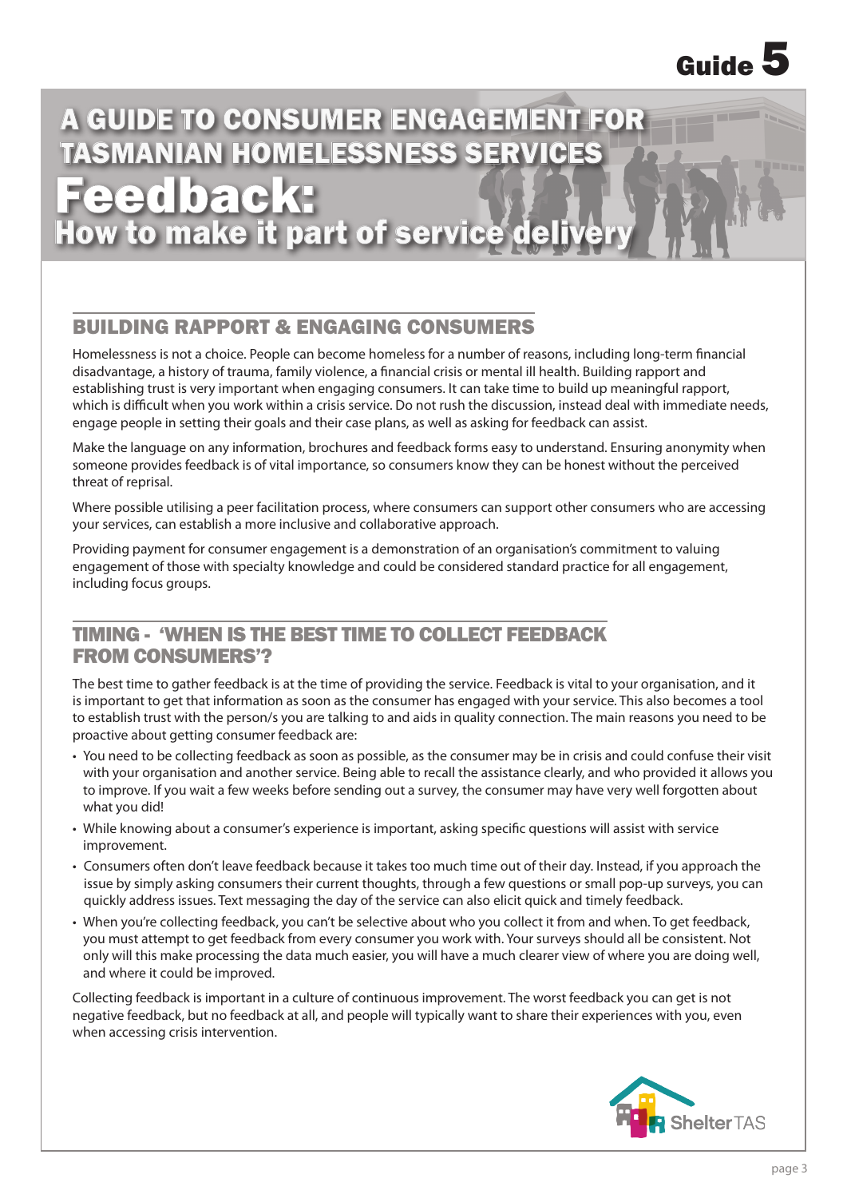Guide 5

# A GUIDE TO CONSUMER ENGAGEMENT FOR TASMANIAN HOMELESSNESS SERVICES

# Feedback:

## How to make it part of service delivery

## BUILDING RAPPORT & ENGAGING CONSUMERS

Homelessness is not a choice. People can become homeless for a number of reasons, including long-term financial disadvantage, a history of trauma, family violence, a financial crisis or mental ill health. Building rapport and establishing trust is very important when engaging consumers. It can take time to build up meaningful rapport, which is difficult when you work within a crisis service. Do not rush the discussion, instead deal with immediate needs, engage people in setting their goals and their case plans, as well as asking for feedback can assist.

Make the language on any information, brochures and feedback forms easy to understand. Ensuring anonymity when someone provides feedback is of vital importance, so consumers know they can be honest without the perceived threat of reprisal.

Where possible utilising a peer facilitation process, where consumers can support other consumers who are accessing your services, can establish a more inclusive and collaborative approach.

Providing payment for consumer engagement is a demonstration of an organisation's commitment to valuing engagement of those with specialty knowledge and could be considered standard practice for all engagement, including focus groups.

## TIMING - 'WHEN IS THE BEST TIME TO COLLECT FEEDBACK FROM CONSUMERS'?

The best time to gather feedback is at the time of providing the service. Feedback is vital to your organisation, and it is important to get that information as soon as the consumer has engaged with your service. This also becomes a tool to establish trust with the person/s you are talking to and aids in quality connection. The main reasons you need to be proactive about getting consumer feedback are:

- You need to be collecting feedback as soon as possible, as the consumer may be in crisis and could confuse their visit with your organisation and another service. Being able to recall the assistance clearly, and who provided it allows you to improve. If you wait a few weeks before sending out a survey, the consumer may have very well forgotten about what you did!
- While knowing about a consumer's experience is important, asking specific questions will assist with service improvement.
- Consumers often don't leave feedback because it takes too much time out of their day. Instead, if you approach the issue by simply asking consumers their current thoughts, through a few questions or small pop-up surveys, you can quickly address issues. Text messaging the day of the service can also elicit quick and timely feedback.
- When you're collecting feedback, you can't be selective about who you collect it from and when. To get feedback, you must attempt to get feedback from every consumer you work with. Your surveys should all be consistent. Not only will this make processing the data much easier, you will have a much clearer view of where you are doing well, and where it could be improved.

Collecting feedback is important in a culture of continuous improvement. The worst feedback you can get is not negative feedback, but no feedback at all, and people will typically want to share their experiences with you, even when accessing crisis intervention.

ShelterTAS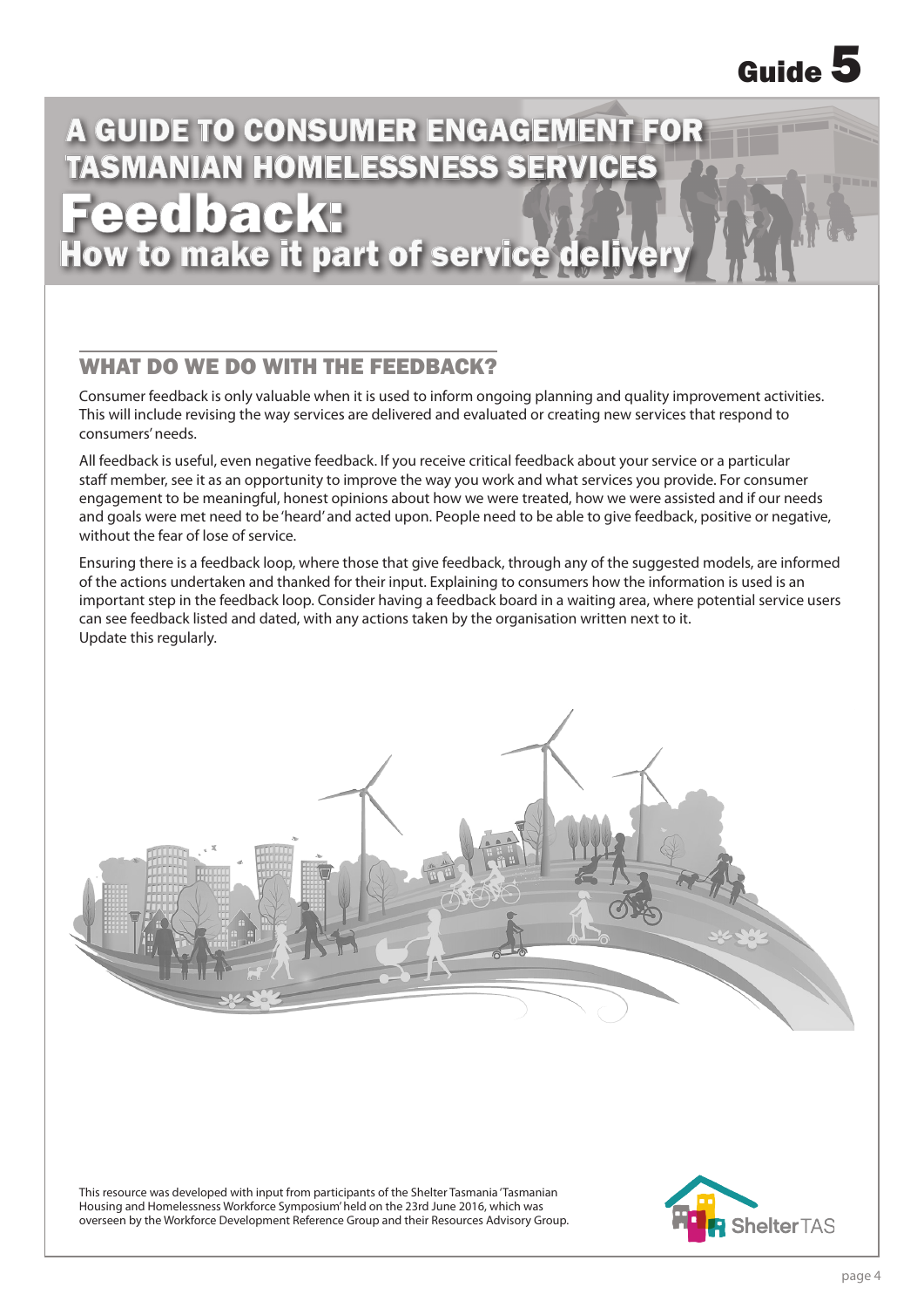Guide 5

# A GUIDE TO CONSUMER ENGAGEMENT FOR TASMANIAN HOMELESSNESS SERVICES

# Feedback:
## How to make it part of service delivery

## WHAT DO WE DO WITH THE FEEDBACK?

Consumer feedback is only valuable when it is used to inform ongoing planning and quality improvement activities. This will include revising the way services are delivered and evaluated or creating new services that respond to consumers' needs.

All feedback is useful, even negative feedback. If you receive critical feedback about your service or a particular staff member, see it as an opportunity to improve the way you work and what services you provide. For consumer engagement to be meaningful, honest opinions about how we were treated, how we were assisted and if our needs and goals were met need to be 'heard' and acted upon. People need to be able to give feedback, positive or negative, without the fear of lose of service.

Ensuring there is a feedback loop, where those that give feedback, through any of the suggested models, are informed of the actions undertaken and thanked for their input. Explaining to consumers how the information is used is an important step in the feedback loop. Consider having a feedback board in a waiting area, where potential service users can see feedback listed and dated, with any actions taken by the organisation written next to it.
Update this regularly.

This resource was developed with input from participants of the Shelter Tasmania 'Tasmanian Housing and Homelessness Workforce Symposium' held on the 23rd June 2016, which was overseen by the Workforce Development Reference Group and their Resources Advisory Group.

Shelter TAS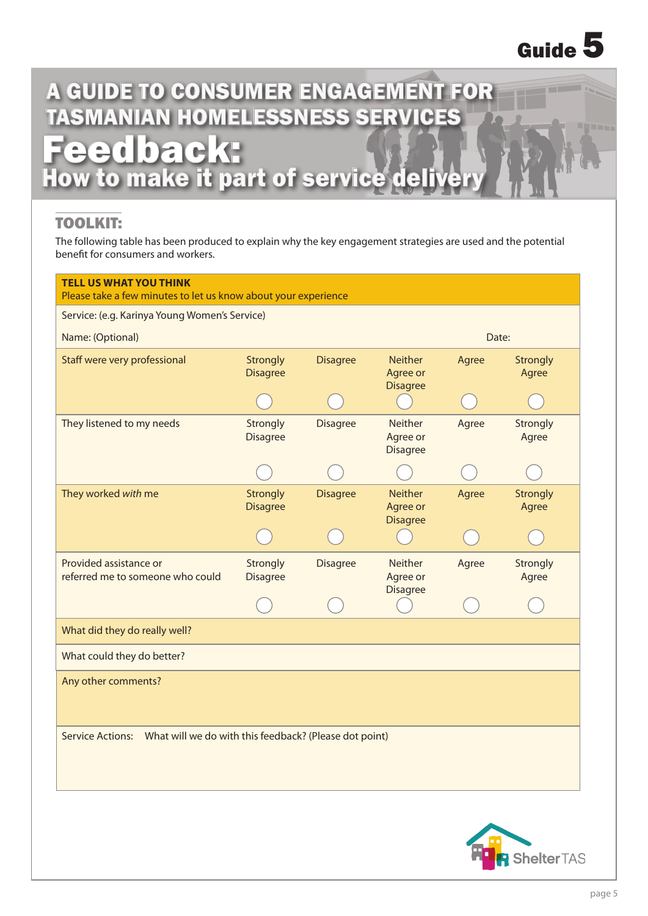Guide 5

# A GUIDE TO CONSUMER ENGAGEMENT FOR TASMANIAN HOMELESSNESS SERVICES

# Feedback:

## How to make it part of service delivery

### TOOLKIT:

The following table has been produced to explain why the key engagement strategies are used and the potential benefit for consumers and workers.

| **TELL US WHAT YOU THINK**<br>Please take a few minutes to let us know about your experience | | | | | |
|---|---|---|---|---|---|
| Service: (e.g. Karinya Young Women's Service)<br><br>Name: (Optional) | | | | | Date: |
| Staff were very professional | Strongly Disagree ◯ | Disagree ◯ | Neither Agree or Disagree ◯ | Agree ◯ | Strongly Agree ◯ |
| They listened to my needs | Strongly Disagree ◯ | Disagree ◯ | Neither Agree or Disagree ◯ | Agree ◯ | Strongly Agree ◯ |
| They worked *with* me | Strongly Disagree ◯ | Disagree ◯ | Neither Agree or Disagree ◯ | Agree ◯ | Strongly Agree ◯ |
| Provided assistance or referred me to someone who could | Strongly Disagree ◯ | Disagree ◯ | Neither Agree or Disagree ◯ | Agree ◯ | Strongly Agree ◯ |
| What did they do really well? | | | | | |
| What could they do better? | | | | | |
| Any other comments? | | | | | |
| Service Actions: What will we do with this feedback? (Please dot point) | | | | | |

ShelterTAS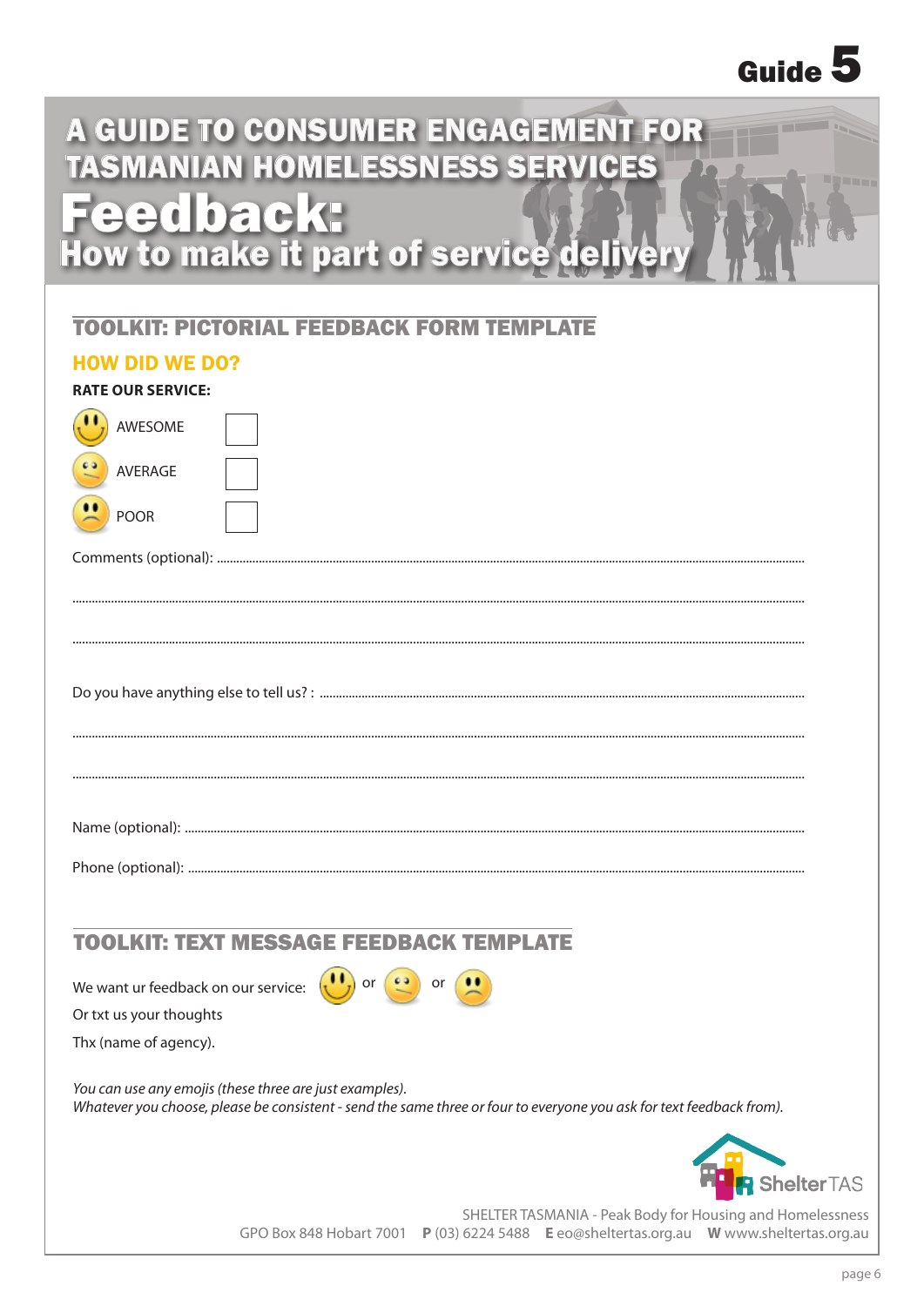Guide 5

# A GUIDE TO CONSUMER ENGAGEMENT FOR TASMANIAN HOMELESSNESS SERVICES

# Feedback:

## How to make it part of service delivery

## TOOLKIT: PICTORIAL FEEDBACK FORM TEMPLATE

### HOW DID WE DO?

**RATE OUR SERVICE:**

- AWESOME ☐
- AVERAGE ☐
- POOR ☐

Comments (optional): ........................................................................................................

..............................................................................................................................

..............................................................................................................................

Do you have anything else to tell us? : ........................................................................................

..............................................................................................................................

..............................................................................................................................

Name (optional): ..............................................................................................................

Phone (optional): .............................................................................................................

## TOOLKIT: TEXT MESSAGE FEEDBACK TEMPLATE

We want ur feedback on our service: 🙂 or 😐 or 🙁

Or txt us your thoughts

Thx (name of agency).

*You can use any emojis (these three are just examples).*
*Whatever you choose, please be consistent - send the same three or four to everyone you ask for text feedback from).*

ShelterTAS

SHELTER TASMANIA - Peak Body for Housing and Homelessness
GPO Box 848 Hobart 7001 **P** (03) 6224 5488 **E** eo@sheltertas.org.au **W** www.sheltertas.org.au